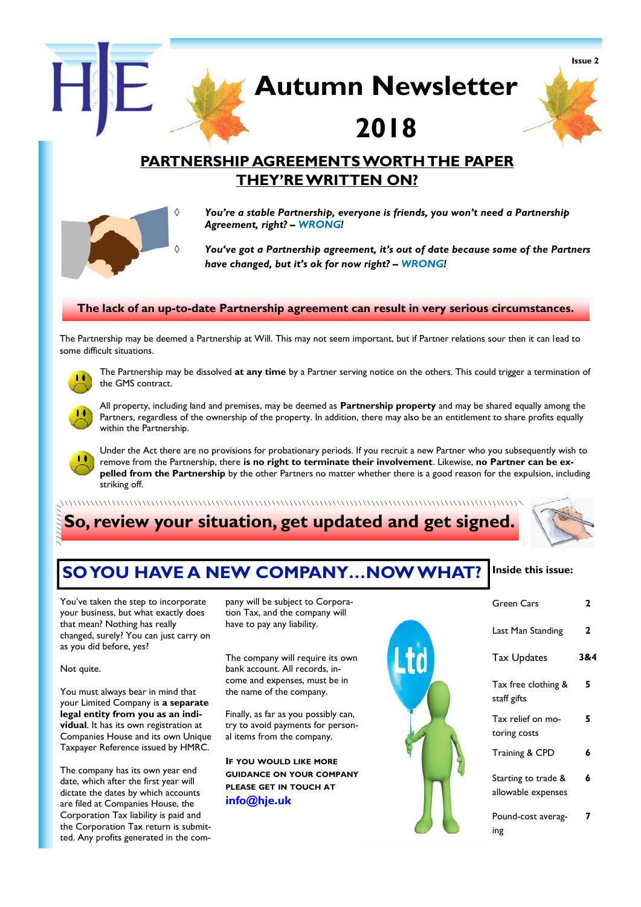# Autumn Newsletter 2018

Issue 2

## PARTNERSHIP AGREEMENTS WORTH THE PAPER THEY'RE WRITTEN ON?

- *You're a stable Partnership, everyone is friends, you won't need a Partnership Agreement, right? – WRONG!*
- *You've got a Partnership agreement, it's out of date because some of the Partners have changed, but it's ok for now right? – WRONG!*

**The lack of an up-to-date Partnership agreement can result in very serious circumstances.**

The Partnership may be deemed a Partnership at Will. This may not seem important, but if Partner relations sour then it can lead to some difficult situations.

- The Partnership may be dissolved **at any time** by a Partner serving notice on the others. This could trigger a termination of the GMS contract.
- All property, including land and premises, may be deemed as **Partnership property** and may be shared equally among the Partners, regardless of the ownership of the property. In addition, there may also be an entitlement to share profits equally within the Partnership.
- Under the Act there are no provisions for probationary periods. If you recruit a new Partner who you subsequently wish to remove from the Partnership, there **is no right to terminate their involvement**. Likewise, **no Partner can be expelled from the Partnership** by the other Partners no matter whether there is a good reason for the expulsion, including striking off.

**So, review your situation, get updated and get signed.**

## SO YOU HAVE A NEW COMPANY…NOW WHAT?

You've taken the step to incorporate your business, but what exactly does that mean? Nothing has really changed, surely? You can just carry on as you did before, yes?

Not quite.

You must always bear in mind that your Limited Company is **a separate legal entity from you as an individual**. It has its own registration at Companies House and its own Unique Taxpayer Reference issued by HMRC.

The company has its own year end date, which after the first year will dictate the dates by which accounts are filed at Companies House, the Corporation Tax liability is paid and the Corporation Tax return is submitted. Any profits generated in the company will be subject to Corporation Tax, and the company will have to pay any liability.

The company will require its own bank account. All records, income and expenses, must be in the name of the company.

Finally, as far as you possibly can, try to avoid payments for personal items from the company.

**IF YOU WOULD LIKE MORE GUIDANCE ON YOUR COMPANY PLEASE GET IN TOUCH AT info@hje.uk**

### Inside this issue:

| | |
|---|---|
| Green Cars | 2 |
| Last Man Standing | 2 |
| Tax Updates | 3&4 |
| Tax free clothing & staff gifts | 5 |
| Tax relief on motoring costs | 5 |
| Training & CPD | 6 |
| Starting to trade & allowable expenses | 6 |
| Pound-cost averaging | 7 |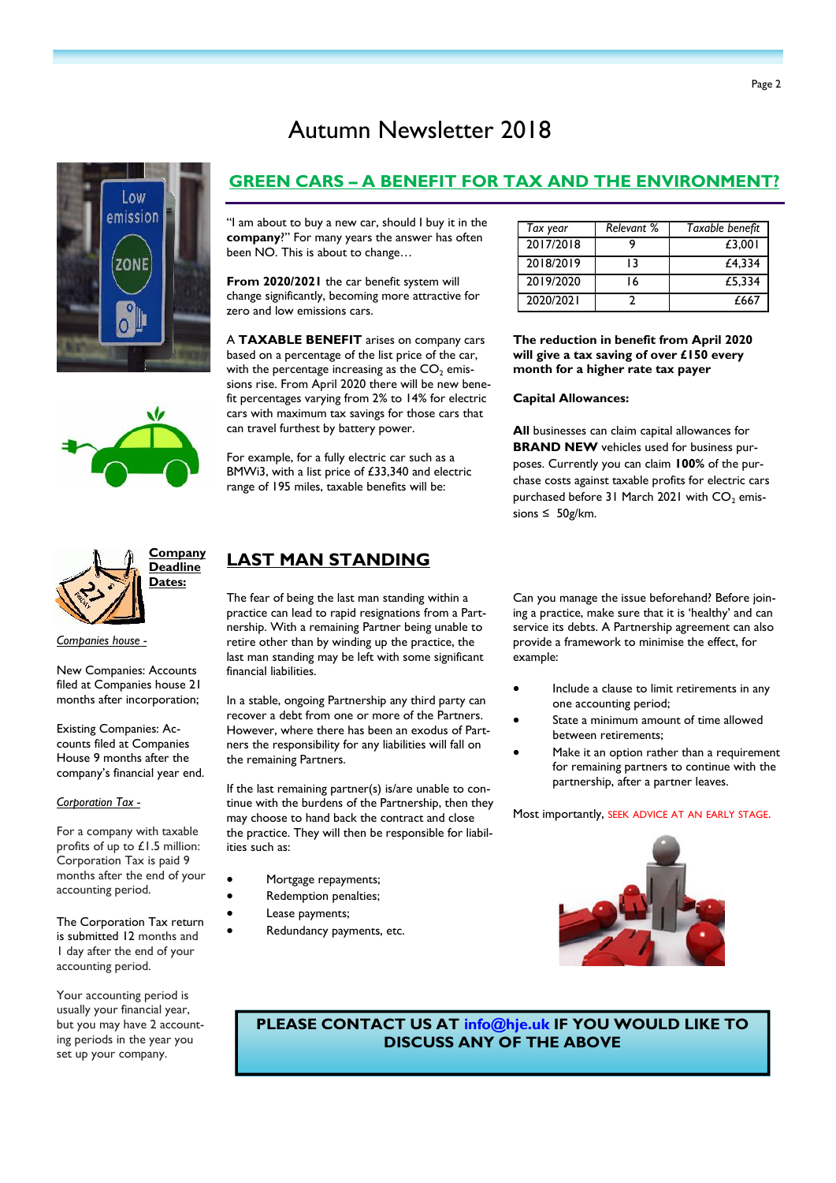# Autumn Newsletter 2018

## GREEN CARS – A BENEFIT FOR TAX AND THE ENVIRONMENT?

"I am about to buy a new car, should I buy it in the **company**?" For many years the answer has often been NO. This is about to change…

**From 2020/2021** the car benefit system will change significantly, becoming more attractive for zero and low emissions cars.

A **TAXABLE BENEFIT** arises on company cars based on a percentage of the list price of the car, with the percentage increasing as the $CO_2$ emissions rise. From April 2020 there will be new benefit percentages varying from 2% to 14% for electric cars with maximum tax savings for those cars that can travel furthest by battery power.

For example, for a fully electric car such as a BMWi3, with a list price of £33,340 and electric range of 195 miles, taxable benefits will be:

| *Tax year* | *Relevant %* | *Taxable benefit* |
|---|---|---|
| 2017/2018 | 9 | £3,001 |
| 2018/2019 | 13 | £4,334 |
| 2019/2020 | 16 | £5,334 |
| 2020/2021 | 2 | £667 |

**The reduction in benefit from April 2020 will give a tax saving of over £150 every month for a higher rate tax payer**

**Capital Allowances:**

**All** businesses can claim capital allowances for **BRAND NEW** vehicles used for business purposes. Currently you can claim **100%** of the purchase costs against taxable profits for electric cars purchased before 31 March 2021 with $CO_2$ emissions ≤ 50g/km.

## LAST MAN STANDING

The fear of being the last man standing within a practice can lead to rapid resignations from a Partnership. With a remaining Partner being unable to retire other than by winding up the practice, the last man standing may be left with some significant financial liabilities.

In a stable, ongoing Partnership any third party can recover a debt from one or more of the Partners. However, where there has been an exodus of Partners the responsibility for any liabilities will fall on the remaining Partners.

If the last remaining partner(s) is/are unable to continue with the burdens of the Partnership, then they may choose to hand back the contract and close the practice. They will then be responsible for liabilities such as:

- Mortgage repayments;
- Redemption penalties;
- Lease payments;
- Redundancy payments, etc.

Can you manage the issue beforehand? Before joining a practice, make sure that it is 'healthy' and can service its debts. A Partnership agreement can also provide a framework to minimise the effect, for example:

- Include a clause to limit retirements in any one accounting period;
- State a minimum amount of time allowed between retirements;
- Make it an option rather than a requirement for remaining partners to continue with the partnership, after a partner leaves.

Most importantly, SEEK ADVICE AT AN EARLY STAGE.

## Company Deadline Dates:

*Companies house -*

New Companies: Accounts filed at Companies house 21 months after incorporation;

Existing Companies: Accounts filed at Companies House 9 months after the company's financial year end.

*Corporation Tax -*

For a company with taxable profits of up to £1.5 million: Corporation Tax is paid 9 months after the end of your accounting period.

The Corporation Tax return is submitted 12 months and 1 day after the end of your accounting period.

Your accounting period is usually your financial year, but you may have 2 accounting periods in the year you set up your company.

**PLEASE CONTACT US AT info@hje.uk IF YOU WOULD LIKE TO DISCUSS ANY OF THE ABOVE**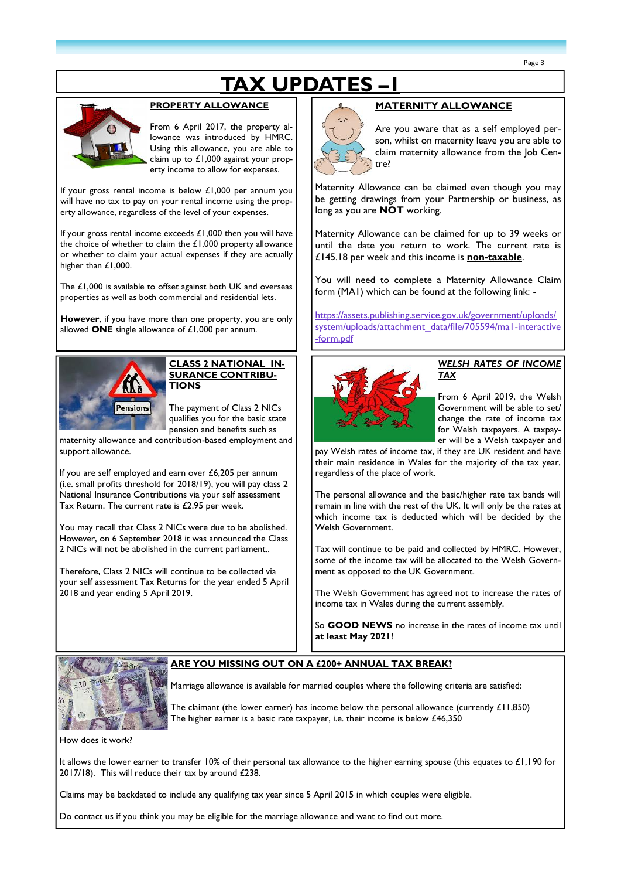# TAX UPDATES – 1

## PROPERTY ALLOWANCE

From 6 April 2017, the property allowance was introduced by HMRC. Using this allowance, you are able to claim up to £1,000 against your property income to allow for expenses.

If your gross rental income is below £1,000 per annum you will have no tax to pay on your rental income using the property allowance, regardless of the level of your expenses.

If your gross rental income exceeds £1,000 then you will have the choice of whether to claim the £1,000 property allowance or whether to claim your actual expenses if they are actually higher than £1,000.

The £1,000 is available to offset against both UK and overseas properties as well as both commercial and residential lets.

**However**, if you have more than one property, you are only allowed **ONE** single allowance of £1,000 per annum.

## MATERNITY ALLOWANCE

Are you aware that as a self employed person, whilst on maternity leave you are able to claim maternity allowance from the Job Centre?

Maternity Allowance can be claimed even though you may be getting drawings from your Partnership or business, as long as you are **NOT** working.

Maternity Allowance can be claimed for up to 39 weeks or until the date you return to work. The current rate is £145.18 per week and this income is **non-taxable**.

You will need to complete a Maternity Allowance Claim form (MA1) which can be found at the following link: -

https://assets.publishing.service.gov.uk/government/uploads/system/uploads/attachment_data/file/705594/ma1-interactive-form.pdf

## CLASS 2 NATIONAL INSURANCE CONTRIBUTIONS

The payment of Class 2 NICs qualifies you for the basic state pension and benefits such as maternity allowance and contribution-based employment and support allowance.

If you are self employed and earn over £6,205 per annum (i.e. small profits threshold for 2018/19), you will pay class 2 National Insurance Contributions via your self assessment Tax Return. The current rate is £2.95 per week.

You may recall that Class 2 NICs were due to be abolished. However, on 6 September 2018 it was announced the Class 2 NICs will not be abolished in the current parliament..

Therefore, Class 2 NICs will continue to be collected via your self assessment Tax Returns for the year ended 5 April 2018 and year ending 5 April 2019.

## *WELSH RATES OF INCOME TAX*

From 6 April 2019, the Welsh Government will be able to set/change the rate of income tax for Welsh taxpayers. A taxpayer will be a Welsh taxpayer and pay Welsh rates of income tax, if they are UK resident and have their main residence in Wales for the majority of the tax year, regardless of the place of work.

The personal allowance and the basic/higher rate tax bands will remain in line with the rest of the UK. It will only be the rates at which income tax is deducted which will be decided by the Welsh Government.

Tax will continue to be paid and collected by HMRC. However, some of the income tax will be allocated to the Welsh Government as opposed to the UK Government.

The Welsh Government has agreed not to increase the rates of income tax in Wales during the current assembly.

So **GOOD NEWS** no increase in the rates of income tax until **at least May 2021**!

## ARE YOU MISSING OUT ON A £200+ ANNUAL TAX BREAK?

Marriage allowance is available for married couples where the following criteria are satisfied:

The claimant (the lower earner) has income below the personal allowance (currently £11,850)
The higher earner is a basic rate taxpayer, i.e. their income is below £46,350

How does it work?

It allows the lower earner to transfer 10% of their personal tax allowance to the higher earning spouse (this equates to £1,190 for 2017/18). This will reduce their tax by around £238.

Claims may be backdated to include any qualifying tax year since 5 April 2015 in which couples were eligible.

Do contact us if you think you may be eligible for the marriage allowance and want to find out more.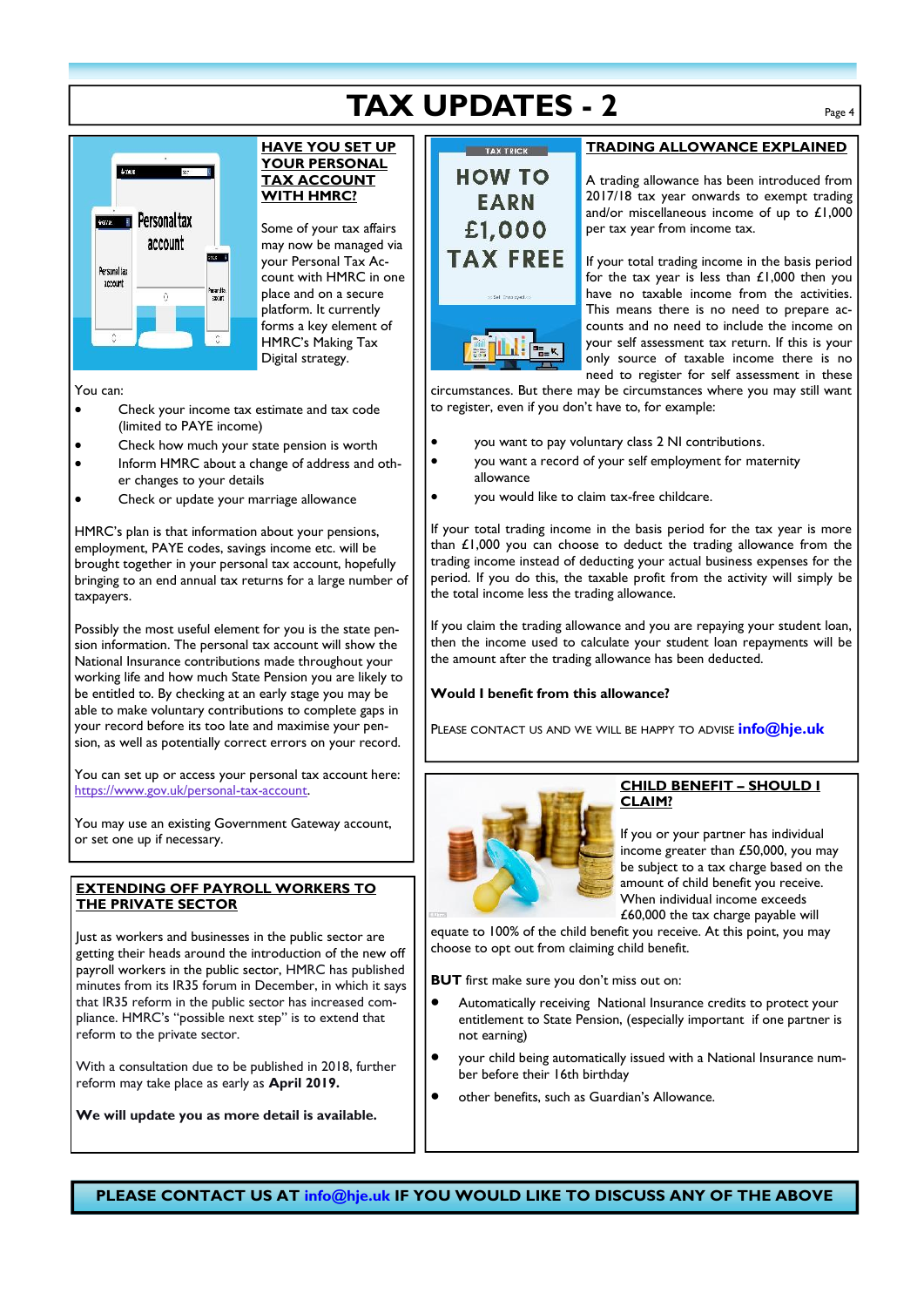# TAX UPDATES - 2

## HAVE YOU SET UP YOUR PERSONAL TAX ACCOUNT WITH HMRC?

Some of your tax affairs may now be managed via your Personal Tax Account with HMRC in one place and on a secure platform. It currently forms a key element of HMRC's Making Tax Digital strategy.

You can:

- Check your income tax estimate and tax code (limited to PAYE income)
- Check how much your state pension is worth
- Inform HMRC about a change of address and other changes to your details
- Check or update your marriage allowance

HMRC's plan is that information about your pensions, employment, PAYE codes, savings income etc. will be brought together in your personal tax account, hopefully bringing to an end annual tax returns for a large number of taxpayers.

Possibly the most useful element for you is the state pension information. The personal tax account will show the National Insurance contributions made throughout your working life and how much State Pension you are likely to be entitled to. By checking at an early stage you may be able to make voluntary contributions to complete gaps in your record before its too late and maximise your pension, as well as potentially correct errors on your record.

You can set up or access your personal tax account here: https://www.gov.uk/personal-tax-account.

You may use an existing Government Gateway account, or set one up if necessary.

## EXTENDING OFF PAYROLL WORKERS TO THE PRIVATE SECTOR

Just as workers and businesses in the public sector are getting their heads around the introduction of the new off payroll workers in the public sector, HMRC has published minutes from its IR35 forum in December, in which it says that IR35 reform in the public sector has increased compliance. HMRC's "possible next step" is to extend that reform to the private sector.

With a consultation due to be published in 2018, further reform may take place as early as **April 2019.**

**We will update you as more detail is available.**

## TRADING ALLOWANCE EXPLAINED

A trading allowance has been introduced from 2017/18 tax year onwards to exempt trading and/or miscellaneous income of up to £1,000 per tax year from income tax.

If your total trading income in the basis period for the tax year is less than £1,000 then you have no taxable income from the activities. This means there is no need to prepare accounts and no need to include the income on your self assessment tax return. If this is your only source of taxable income there is no need to register for self assessment in these circumstances. But there may be circumstances where you may still want to register, even if you don't have to, for example:

- you want to pay voluntary class 2 NI contributions.
- you want a record of your self employment for maternity allowance
- you would like to claim tax-free childcare.

If your total trading income in the basis period for the tax year is more than £1,000 you can choose to deduct the trading allowance from the trading income instead of deducting your actual business expenses for the period. If you do this, the taxable profit from the activity will simply be the total income less the trading allowance.

If you claim the trading allowance and you are repaying your student loan, then the income used to calculate your student loan repayments will be the amount after the trading allowance has been deducted.

**Would I benefit from this allowance?**

PLEASE CONTACT US AND WE WILL BE HAPPY TO ADVISE **info@hje.uk**

## CHILD BENEFIT – SHOULD I CLAIM?

If you or your partner has individual income greater than £50,000, you may be subject to a tax charge based on the amount of child benefit you receive. When individual income exceeds £60,000 the tax charge payable will equate to 100% of the child benefit you receive. At this point, you may choose to opt out from claiming child benefit.

**BUT** first make sure you don't miss out on:

- Automatically receiving National Insurance credits to protect your entitlement to State Pension, (especially important if one partner is not earning)
- your child being automatically issued with a National Insurance number before their 16th birthday
- other benefits, such as Guardian's Allowance.

**PLEASE CONTACT US AT info@hje.uk IF YOU WOULD LIKE TO DISCUSS ANY OF THE ABOVE**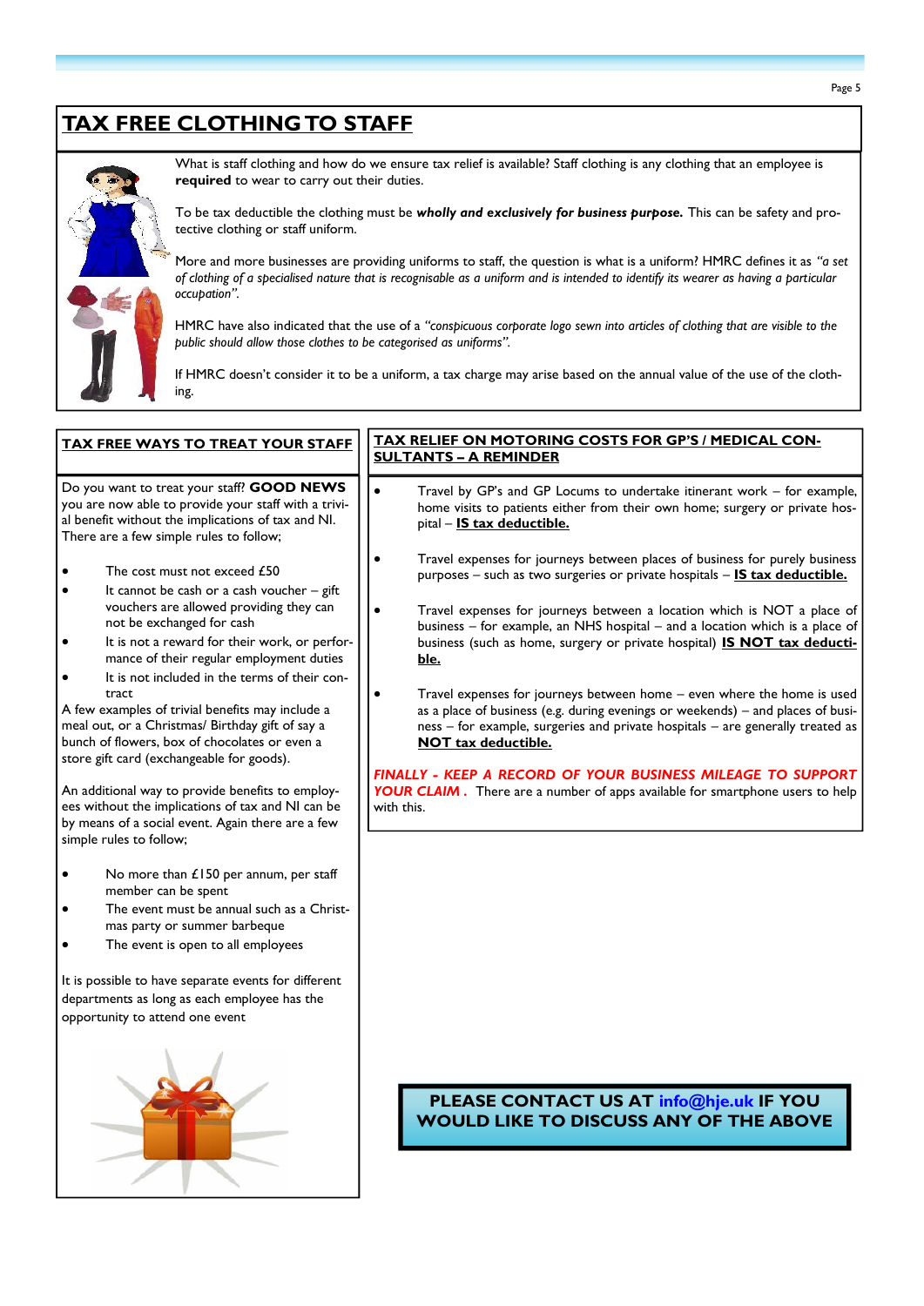# TAX FREE CLOTHING TO STAFF

What is staff clothing and how do we ensure tax relief is available? Staff clothing is any clothing that an employee is **required** to wear to carry out their duties.

To be tax deductible the clothing must be ***wholly and exclusively for business purpose.*** This can be safety and protective clothing or staff uniform.

More and more businesses are providing uniforms to staff, the question is what is a uniform? HMRC defines it as *"a set of clothing of a specialised nature that is recognisable as a uniform and is intended to identify its wearer as having a particular occupation".*

HMRC have also indicated that the use of a *"conspicuous corporate logo sewn into articles of clothing that are visible to the public should allow those clothes to be categorised as uniforms".*

If HMRC doesn't consider it to be a uniform, a tax charge may arise based on the annual value of the use of the clothing.

## TAX FREE WAYS TO TREAT YOUR STAFF

Do you want to treat your staff? **GOOD NEWS** you are now able to provide your staff with a trivial benefit without the implications of tax and NI. There are a few simple rules to follow;

- The cost must not exceed £50
- It cannot be cash or a cash voucher – gift vouchers are allowed providing they can not be exchanged for cash
- It is not a reward for their work, or performance of their regular employment duties
- It is not included in the terms of their contract

A few examples of trivial benefits may include a meal out, or a Christmas/ Birthday gift of say a bunch of flowers, box of chocolates or even a store gift card (exchangeable for goods).

An additional way to provide benefits to employees without the implications of tax and NI can be by means of a social event. Again there are a few simple rules to follow;

- No more than £150 per annum, per staff member can be spent
- The event must be annual such as a Christmas party or summer barbeque
- The event is open to all employees

It is possible to have separate events for different departments as long as each employee has the opportunity to attend one event

## TAX RELIEF ON MOTORING COSTS FOR GP'S / MEDICAL CONSULTANTS – A REMINDER

- Travel by GP's and GP Locums to undertake itinerant work – for example, home visits to patients either from their own home; surgery or private hospital – **IS tax deductible.**
- Travel expenses for journeys between places of business for purely business purposes – such as two surgeries or private hospitals – **IS tax deductible.**
- Travel expenses for journeys between a location which is NOT a place of business – for example, an NHS hospital – and a location which is a place of business (such as home, surgery or private hospital) **IS NOT tax deductible.**
- Travel expenses for journeys between home – even where the home is used as a place of business (e.g. during evenings or weekends) – and places of business – for example, surgeries and private hospitals – are generally treated as **NOT tax deductible.**

***FINALLY - KEEP A RECORD OF YOUR BUSINESS MILEAGE TO SUPPORT YOUR CLAIM .*** There are a number of apps available for smartphone users to help with this.

**PLEASE CONTACT US AT info@hje.uk IF YOU WOULD LIKE TO DISCUSS ANY OF THE ABOVE**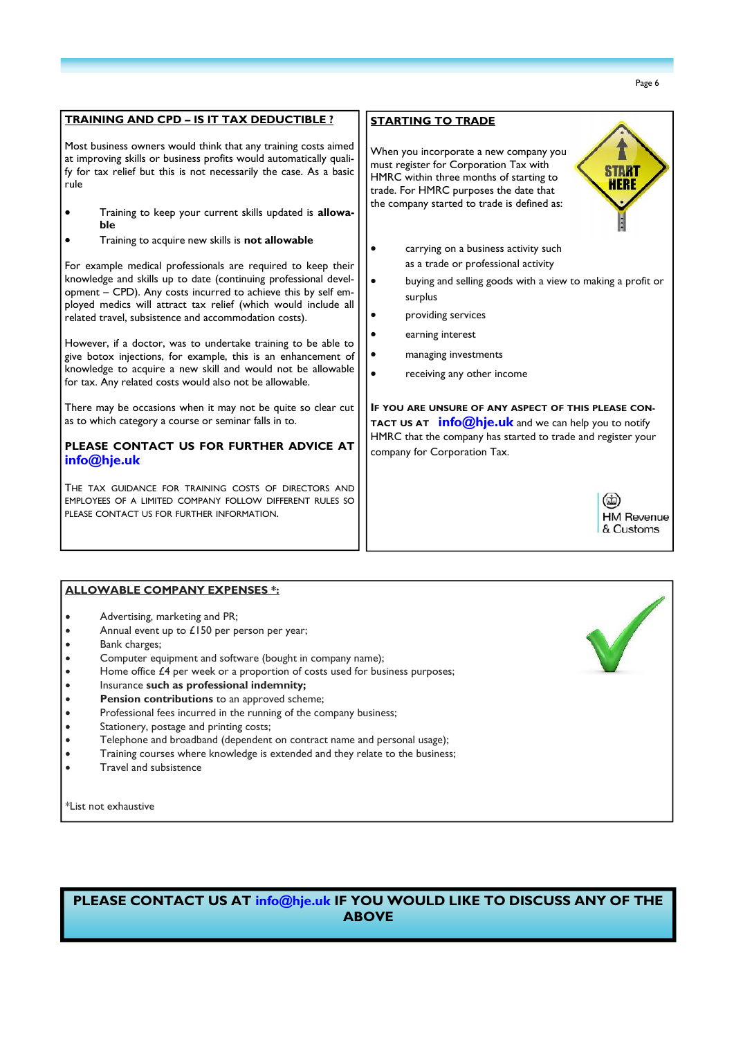## TRAINING AND CPD – IS IT TAX DEDUCTIBLE ?

Most business owners would think that any training costs aimed at improving skills or business profits would automatically qualify for tax relief but this is not necessarily the case. As a basic rule

- Training to keep your current skills updated is **allowable**
- Training to acquire new skills is **not allowable**

For example medical professionals are required to keep their knowledge and skills up to date (continuing professional development – CPD). Any costs incurred to achieve this by self employed medics will attract tax relief (which would include all related travel, subsistence and accommodation costs).

However, if a doctor, was to undertake training to be able to give botox injections, for example, this is an enhancement of knowledge to acquire a new skill and would not be allowable for tax. Any related costs would also not be allowable.

There may be occasions when it may not be quite so clear cut as to which category a course or seminar falls in to.

**PLEASE CONTACT US FOR FURTHER ADVICE AT info@hje.uk**

THE TAX GUIDANCE FOR TRAINING COSTS OF DIRECTORS AND EMPLOYEES OF A LIMITED COMPANY FOLLOW DIFFERENT RULES SO PLEASE CONTACT US FOR FURTHER INFORMATION.

## STARTING TO TRADE

When you incorporate a new company you must register for Corporation Tax with HMRC within three months of starting to trade. For HMRC purposes the date that the company started to trade is defined as:

- carrying on a business activity such as a trade or professional activity
- buying and selling goods with a view to making a profit or surplus
- providing services
- earning interest
- managing investments
- receiving any other income

**IF YOU ARE UNSURE OF ANY ASPECT OF THIS PLEASE CONTACT US AT info@hje.uk** and we can help you to notify HMRC that the company has started to trade and register your company for Corporation Tax.

## ALLOWABLE COMPANY EXPENSES *:

- Advertising, marketing and PR;
- Annual event up to £150 per person per year;
- Bank charges;
- Computer equipment and software (bought in company name);
- Home office £4 per week or a proportion of costs used for business purposes;
- Insurance **such as professional indemnity;**
- **Pension contributions** to an approved scheme;
- Professional fees incurred in the running of the company business;
- Stationery, postage and printing costs;
- Telephone and broadband (dependent on contract name and personal usage);
- Training courses where knowledge is extended and they relate to the business;
- Travel and subsistence

*List not exhaustive

**PLEASE CONTACT US AT info@hje.uk IF YOU WOULD LIKE TO DISCUSS ANY OF THE ABOVE**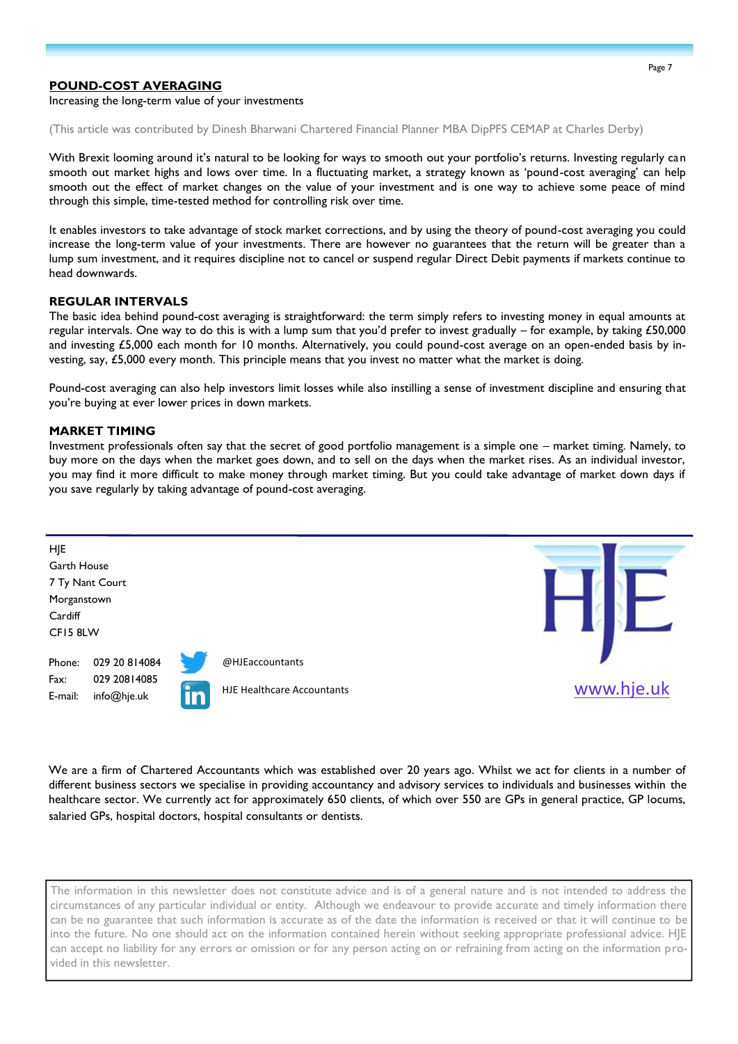## POUND-COST AVERAGING

Increasing the long-term value of your investments

(This article was contributed by Dinesh Bharwani Chartered Financial Planner MBA DipPFS CEMAP at Charles Derby)

With Brexit looming around it's natural to be looking for ways to smooth out your portfolio's returns. Investing regularly can smooth out market highs and lows over time. In a fluctuating market, a strategy known as 'pound-cost averaging' can help smooth out the effect of market changes on the value of your investment and is one way to achieve some peace of mind through this simple, time-tested method for controlling risk over time.

It enables investors to take advantage of stock market corrections, and by using the theory of pound-cost averaging you could increase the long-term value of your investments. There are however no guarantees that the return will be greater than a lump sum investment, and it requires discipline not to cancel or suspend regular Direct Debit payments if markets continue to head downwards.

### REGULAR INTERVALS

The basic idea behind pound-cost averaging is straightforward: the term simply refers to investing money in equal amounts at regular intervals. One way to do this is with a lump sum that you'd prefer to invest gradually – for example, by taking £50,000 and investing £5,000 each month for 10 months. Alternatively, you could pound-cost average on an open-ended basis by investing, say, £5,000 every month. This principle means that you invest no matter what the market is doing.

Pound-cost averaging can also help investors limit losses while also instilling a sense of investment discipline and ensuring that you're buying at ever lower prices in down markets.

### MARKET TIMING

Investment professionals often say that the secret of good portfolio management is a simple one – market timing. Namely, to buy more on the days when the market goes down, and to sell on the days when the market rises. As an individual investor, you may find it more difficult to make money through market timing. But you could take advantage of market down days if you save regularly by taking advantage of pound-cost averaging.

---

HJE
Garth House
7 Ty Nant Court
Morganstown
Cardiff
CF15 8LW

Phone: 029 20 814084
Fax: 029 2081 4085
E-mail: info@hje.uk

@HJEaccountants

HJE Healthcare Accountants

www.hje.uk

We are a firm of Chartered Accountants which was established over 20 years ago. Whilst we act for clients in a number of different business sectors we specialise in providing accountancy and advisory services to individuals and businesses within the healthcare sector. We currently act for approximately 650 clients, of which over 550 are GPs in general practice, GP locums, salaried GPs, hospital doctors, hospital consultants or dentists.

The information in this newsletter does not constitute advice and is of a general nature and is not intended to address the circumstances of any particular individual or entity. Although we endeavour to provide accurate and timely information there can be no guarantee that such information is accurate as of the date the information is received or that it will continue to be into the future. No one should act on the information contained herein without seeking appropriate professional advice. HJE can accept no liability for any errors or omission or for any person acting on or refraining from acting on the information provided in this newsletter.